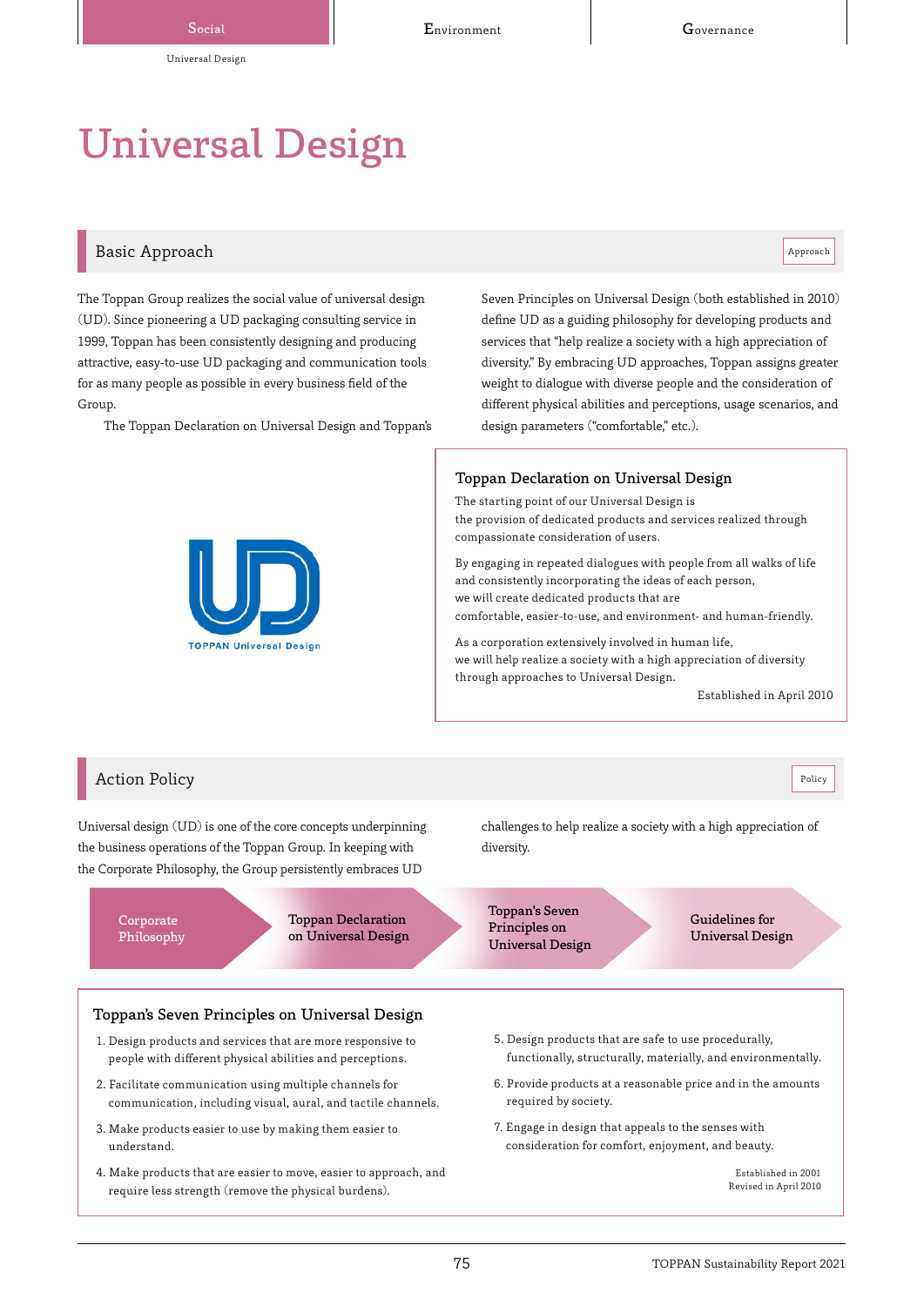# Universal Design

## Basic Approach

Approach

The Toppan Group realizes the social value of universal design (UD). Since pioneering a UD packaging consulting service in 1999, Toppan has been consistently designing and producing attractive, easy-to-use UD packaging and communication tools for as many people as possible in every business field of the Group.

The Toppan Declaration on Universal Design and Toppan's Seven Principles on Universal Design (both established in 2010) define UD as a guiding philosophy for developing products and services that "help realize a society with a high appreciation of diversity." By embracing UD approaches, Toppan assigns greater weight to dialogue with diverse people and the consideration of different physical abilities and perceptions, usage scenarios, and design parameters ("comfortable," etc.).

TOPPAN Universal Design

### Toppan Declaration on Universal Design

The starting point of our Universal Design is
the provision of dedicated products and services realized through compassionate consideration of users.

By engaging in repeated dialogues with people from all walks of life
and consistently incorporating the ideas of each person,
we will create dedicated products that are
comfortable, easier-to-use, and environment- and human-friendly.

As a corporation extensively involved in human life,
we will help realize a society with a high appreciation of diversity
through approaches to Universal Design.

Established in April 2010

## Action Policy

Policy

Universal design (UD) is one of the core concepts underpinning the business operations of the Toppan Group. In keeping with the Corporate Philosophy, the Group persistently embraces UD challenges to help realize a society with a high appreciation of diversity.

Corporate Philosophy → Toppan Declaration on Universal Design → Toppan's Seven Principles on Universal Design → Guidelines for Universal Design

### Toppan's Seven Principles on Universal Design

1. Design products and services that are more responsive to people with different physical abilities and perceptions.
2. Facilitate communication using multiple channels for communication, including visual, aural, and tactile channels.
3. Make products easier to use by making them easier to understand.
4. Make products that are easier to move, easier to approach, and require less strength (remove the physical burdens).
5. Design products that are safe to use procedurally, functionally, structurally, materially, and environmentally.
6. Provide products at a reasonable price and in the amounts required by society.
7. Engage in design that appeals to the senses with consideration for comfort, enjoyment, and beauty.

Established in 2001
Revised in April 2010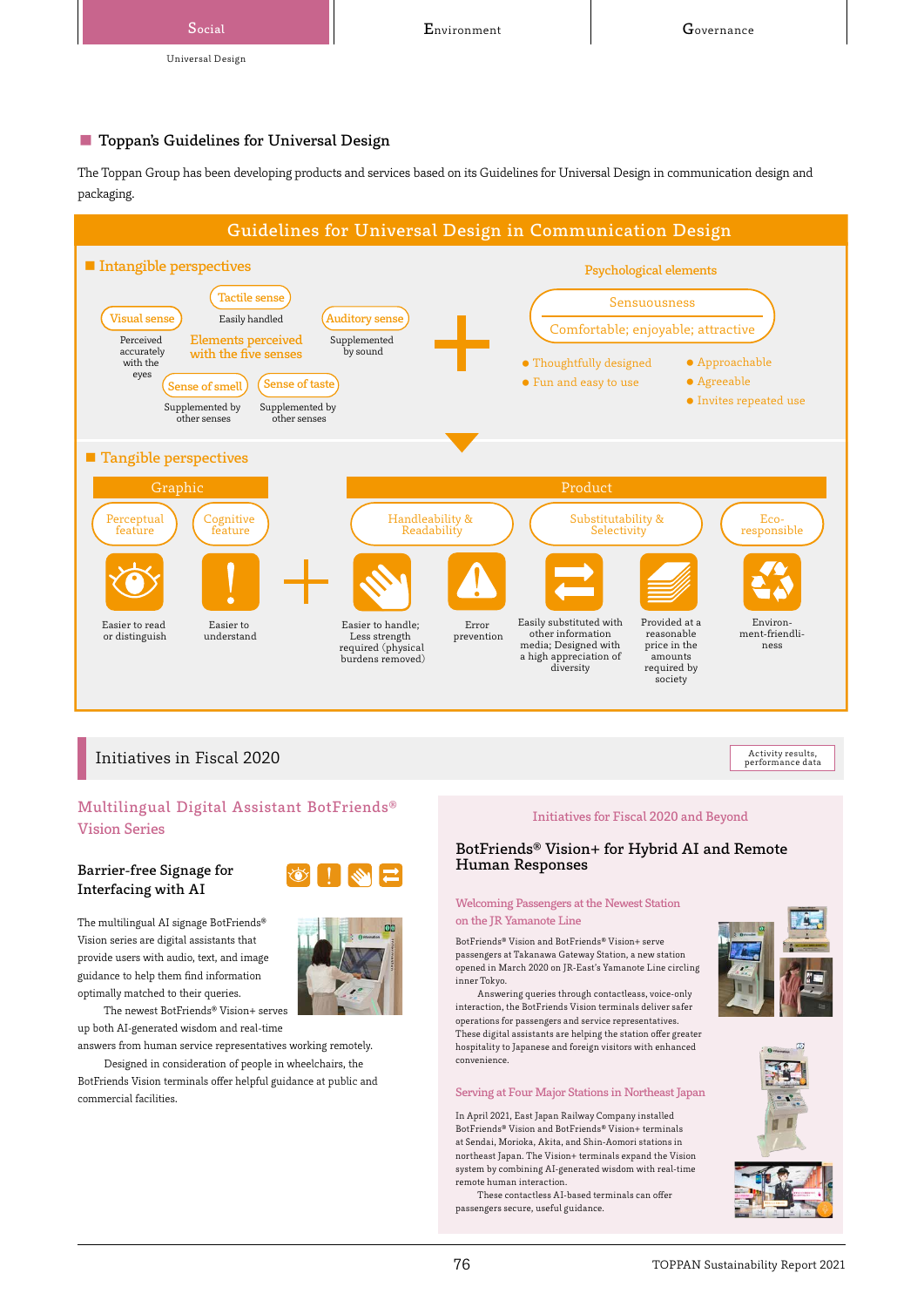## Toppan's Guidelines for Universal Design

The Toppan Group has been developing products and services based on its Guidelines for Universal Design in communication design and packaging.

### Guidelines for Universal Design in Communication Design

**Intangible perspectives**

Elements perceived with the five senses

- Visual sense: Perceived accurately with the eyes
- Tactile sense: Easily handled
- Auditory sense: Supplemented by sound
- Sense of smell: Supplemented by other senses
- Sense of taste: Supplemented by other senses

+

Psychological elements

Sensuousness

Comfortable; enjoyable; attractive

- Thoughtfully designed
- Fun and easy to use
- Approachable
- Agreeable
- Invites repeated use

**Tangible perspectives**

Graphic

- Perceptual feature: Easier to read or distinguish
- Cognitive feature: Easier to understand

+

Product

- Handleability & Readability: Easier to handle; Less strength required (physical burdens removed); Error prevention
- Substitutability & Selectivity: Easily substituted with other information media; Designed with a high appreciation of diversity; Provided at a reasonable price in the amounts required by society
- Eco-responsible: Environment-friendliness

## Initiatives in Fiscal 2020

Activity results, performance data

### Multilingual Digital Assistant BotFriends® Vision Series

#### Barrier-free Signage for Interfacing with AI

The multilingual AI signage BotFriends® Vision series are digital assistants that provide users with audio, text, and image guidance to help them find information optimally matched to their queries.

The newest BotFriends® Vision+ serves up both AI-generated wisdom and real-time answers from human service representatives working remotely.

Designed in consideration of people in wheelchairs, the BotFriends Vision terminals offer helpful guidance at public and commercial facilities.

### Initiatives for Fiscal 2020 and Beyond

#### BotFriends® Vision+ for Hybrid AI and Remote Human Responses

**Welcoming Passengers at the Newest Station on the JR Yamanote Line**

BotFriends® Vision and BotFriends® Vision+ serve passengers at Takanawa Gateway Station, a new station opened in March 2020 on JR-East's Yamanote Line circling inner Tokyo.

Answering queries through contactless, voice-only interaction, the BotFriends Vision terminals deliver safer operations for passengers and service representatives. These digital assistants are helping the station offer greater hospitality to Japanese and foreign visitors with enhanced convenience.

**Serving at Four Major Stations in Northeast Japan**

In April 2021, East Japan Railway Company installed BotFriends® Vision and BotFriends® Vision+ terminals at Sendai, Morioka, Akita, and Shin-Aomori stations in northeast Japan. The Vision+ terminals expand the Vision system by combining AI-generated wisdom with real-time remote human interaction.

These contactless AI-based terminals can offer passengers secure, useful guidance.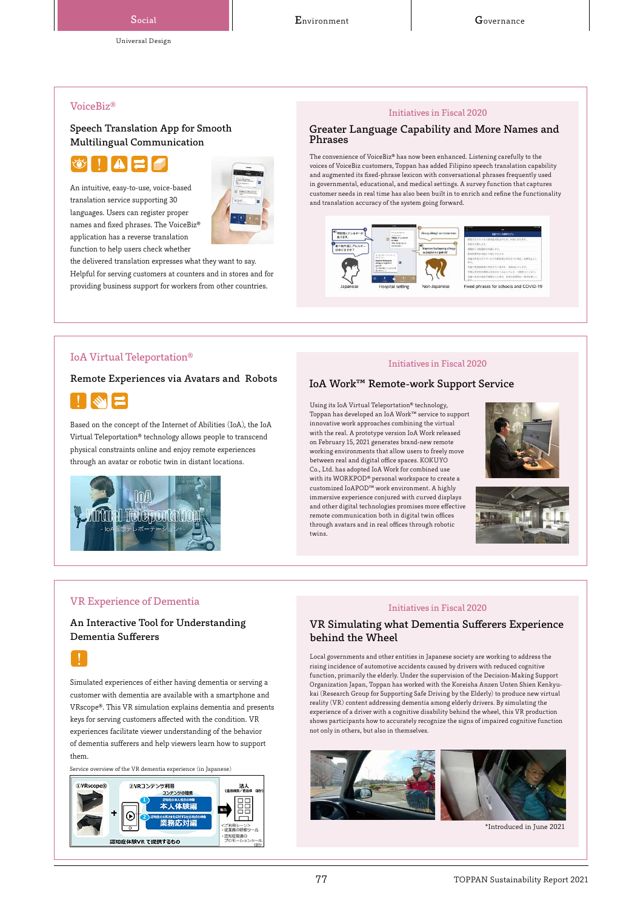Social | Environment | Governance

Universal Design

## VoiceBiz®

### Speech Translation App for Smooth Multilingual Communication

An intuitive, easy-to-use, voice-based translation service supporting 30 languages. Users can register proper names and fixed phrases. The VoiceBiz® application has a reverse translation function to help users check whether the delivered translation expresses what they want to say. Helpful for serving customers at counters and in stores and for providing business support for workers from other countries.

#### Initiatives in Fiscal 2020

### Greater Language Capability and More Names and Phrases

The convenience of VoiceBiz® has now been enhanced. Listening carefully to the voices of VoiceBiz customers, Toppan has added Filipino speech translation capability and augmented its fixed-phrase lexicon with conversational phrases frequently used in governmental, educational, and medical settings. A survey function that captures customer needs in real time has also been built in to enrich and refine the functionality and translation accuracy of the system going forward.

Japanese | Hospital setting | Non-Japanese | Fixed phrases for schools and COVID-19

## IoA Virtual Teleportation®

### Remote Experiences via Avatars and Robots

Based on the concept of the Internet of Abilities (IoA), the IoA Virtual Teleportation® technology allows people to transcend physical constraints online and enjoy remote experiences through an avatar or robotic twin in distant locations.

#### Initiatives in Fiscal 2020

### IoA Work™ Remote-work Support Service

Using its IoA Virtual Teleportation® technology, Toppan has developed an IoA Work™ service to support innovative work approaches combining the virtual with the real. A prototype version IoA Work released on February 15, 2021 generates brand-new remote working environments that allow users to freely move between real and digital office spaces. KOKUYO Co., Ltd. has adopted IoA Work for combined use with its WORKPOD® personal workspace to create a customized IoAPOD™ work environment. A highly immersive experience conjured with curved displays and other digital technologies promises more effective remote communication both in digital twin offices through avatars and in real offices through robotic twins.

## VR Experience of Dementia

### An Interactive Tool for Understanding Dementia Sufferers

Simulated experiences of either having dementia or serving a customer with dementia are available with a smartphone and VRscope®. This VR simulation explains dementia and presents keys for serving customers affected with the condition. VR experiences facilitate viewer understanding of the behavior of dementia sufferers and help viewers learn how to support them.

Service overview of the VR dementia experience (in Japanese)

#### Initiatives in Fiscal 2020

### VR Simulating what Dementia Sufferers Experience behind the Wheel

Local governments and other entities in Japanese society are working to address the rising incidence of automotive accidents caused by drivers with reduced cognitive function, primarily the elderly. Under the supervision of the Decision-Making Support Organization Japan, Toppan has worked with the Koreisha Anzen Unten Shien Kenkyu-kai (Research Group for Supporting Safe Driving by the Elderly) to produce new virtual reality (VR) content addressing dementia among elderly drivers. By simulating the experience of a driver with a cognitive disability behind the wheel, this VR production shows participants how to accurately recognize the signs of impaired cognitive function not only in others, but also in themselves.

*Introduced in June 2021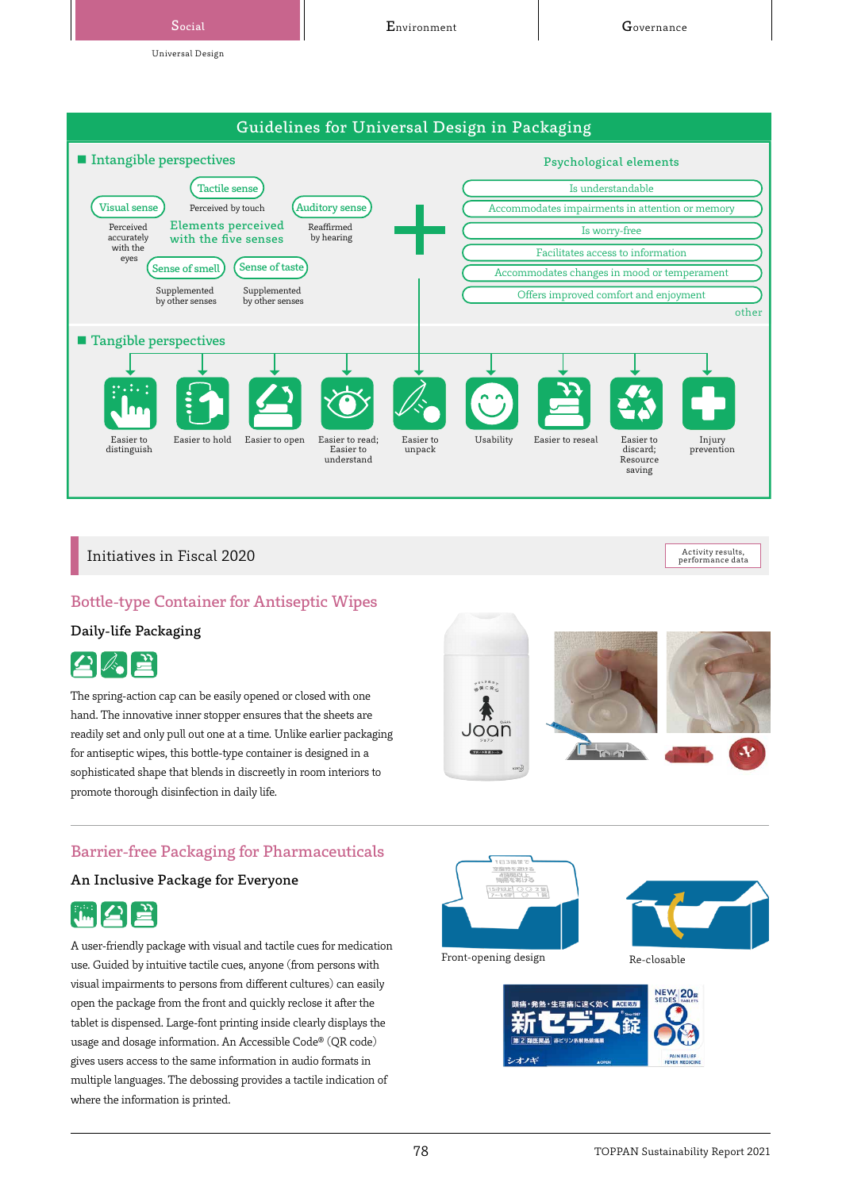## Guidelines for Universal Design in Packaging

### Intangible perspectives

**Elements perceived with the five senses**

- Visual sense — Perceived accurately with the eyes
- Tactile sense — Perceived by touch
- Auditory sense — Reaffirmed by hearing
- Sense of smell — Supplemented by other senses
- Sense of taste — Supplemented by other senses

+

**Psychological elements**

- Is understandable
- Accommodates impairments in attention or memory
- Is worry-free
- Facilitates access to information
- Accommodates changes in mood or temperament
- Offers improved comfort and enjoyment

other

### Tangible perspectives

- Easier to distinguish
- Easier to hold
- Easier to open
- Easier to read; Easier to understand
- Easier to unpack
- Usability
- Easier to reseal
- Easier to discard; Resource saving
- Injury prevention

## Initiatives in Fiscal 2020

Activity results, performance data

### Bottle-type Container for Antiseptic Wipes

#### Daily-life Packaging

The spring-action cap can be easily opened or closed with one hand. The innovative inner stopper ensures that the sheets are readily set and only pull out one at a time. Unlike earlier packaging for antiseptic wipes, this bottle-type container is designed in a sophisticated shape that blends in discreetly in room interiors to promote thorough disinfection in daily life.

### Barrier-free Packaging for Pharmaceuticals

#### An Inclusive Package for Everyone

A user-friendly package with visual and tactile cues for medication use. Guided by intuitive tactile cues, anyone (from persons with visual impairments to persons from different cultures) can easily open the package from the front and quickly reclose it after the tablet is dispensed. Large-font printing inside clearly displays the usage and dosage information. An Accessible Code® (QR code) gives users access to the same information in audio formats in multiple languages. The debossing provides a tactile indication of where the information is printed.

Front-opening design

Re-closable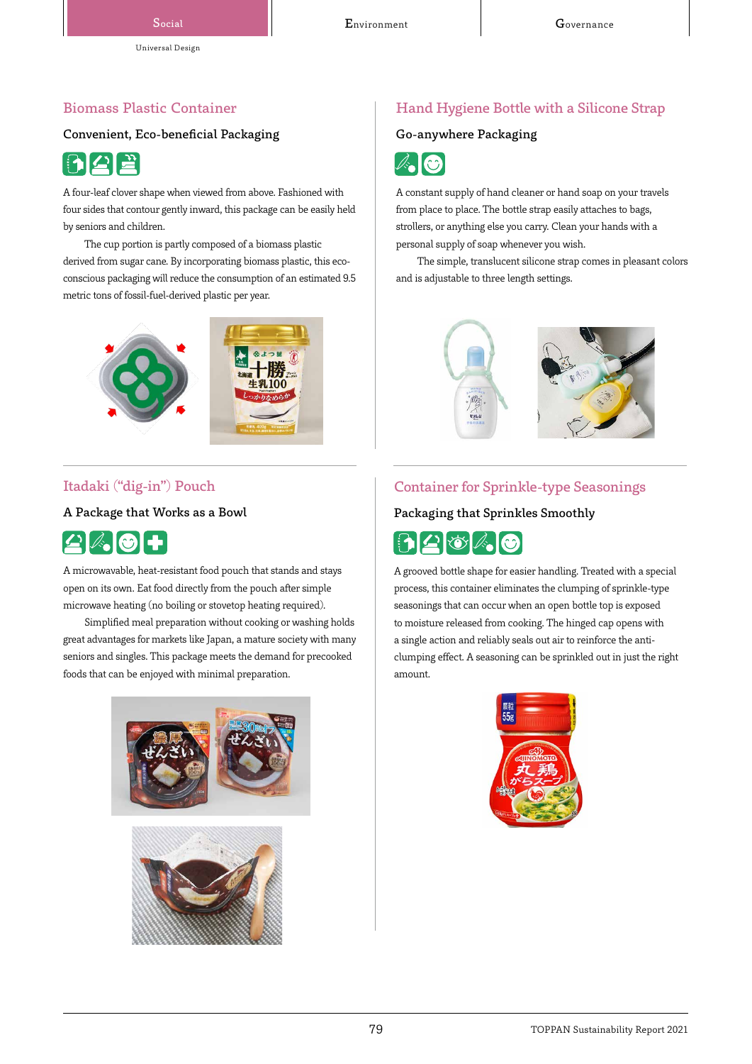## Biomass Plastic Container

### Convenient, Eco-beneficial Packaging

A four-leaf clover shape when viewed from above. Fashioned with four sides that contour gently inward, this package can be easily held by seniors and children.

The cup portion is partly composed of a biomass plastic derived from sugar cane. By incorporating biomass plastic, this eco-conscious packaging will reduce the consumption of an estimated 9.5 metric tons of fossil-fuel-derived plastic per year.

## Hand Hygiene Bottle with a Silicone Strap

### Go-anywhere Packaging

A constant supply of hand cleaner or hand soap on your travels from place to place. The bottle strap easily attaches to bags, strollers, or anything else you carry. Clean your hands with a personal supply of soap whenever you wish.

The simple, translucent silicone strap comes in pleasant colors and is adjustable to three length settings.

## Itadaki ("dig-in") Pouch

### A Package that Works as a Bowl

A microwavable, heat-resistant food pouch that stands and stays open on its own. Eat food directly from the pouch after simple microwave heating (no boiling or stovetop heating required).

Simplified meal preparation without cooking or washing holds great advantages for markets like Japan, a mature society with many seniors and singles. This package meets the demand for precooked foods that can be enjoyed with minimal preparation.

## Container for Sprinkle-type Seasonings

### Packaging that Sprinkles Smoothly

A grooved bottle shape for easier handling. Treated with a special process, this container eliminates the clumping of sprinkle-type seasonings that can occur when an open bottle top is exposed to moisture released from cooking. The hinged cap opens with a single action and reliably seals out air to reinforce the anti-clumping effect. A seasoning can be sprinkled out in just the right amount.